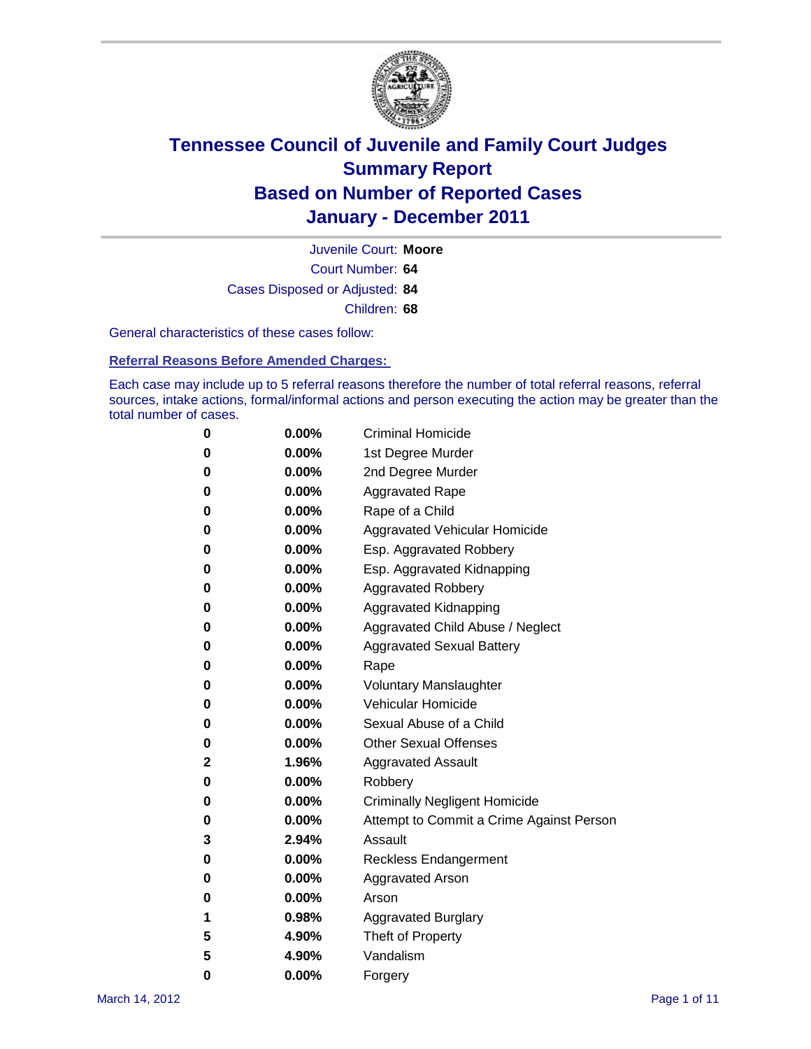# Tennessee Council of Juvenile and Family Court Judges
## Summary Report
## Based on Number of Reported Cases
## January - December 2011

Juvenile Court: **Moore**

Court Number: **64**

Cases Disposed or Adjusted: **84**

Children: **68**

General characteristics of these cases follow:

### Referral Reasons Before Amended Charges:

Each case may include up to 5 referral reasons therefore the number of total referral reasons, referral sources, intake actions, formal/informal actions and person executing the action may be greater than the total number of cases.

| | | |
|---|---|---|
| 0 | 0.00% | Criminal Homicide |
| 0 | 0.00% | 1st Degree Murder |
| 0 | 0.00% | 2nd Degree Murder |
| 0 | 0.00% | Aggravated Rape |
| 0 | 0.00% | Rape of a Child |
| 0 | 0.00% | Aggravated Vehicular Homicide |
| 0 | 0.00% | Esp. Aggravated Robbery |
| 0 | 0.00% | Esp. Aggravated Kidnapping |
| 0 | 0.00% | Aggravated Robbery |
| 0 | 0.00% | Aggravated Kidnapping |
| 0 | 0.00% | Aggravated Child Abuse / Neglect |
| 0 | 0.00% | Aggravated Sexual Battery |
| 0 | 0.00% | Rape |
| 0 | 0.00% | Voluntary Manslaughter |
| 0 | 0.00% | Vehicular Homicide |
| 0 | 0.00% | Sexual Abuse of a Child |
| 0 | 0.00% | Other Sexual Offenses |
| 2 | 1.96% | Aggravated Assault |
| 0 | 0.00% | Robbery |
| 0 | 0.00% | Criminally Negligent Homicide |
| 0 | 0.00% | Attempt to Commit a Crime Against Person |
| 3 | 2.94% | Assault |
| 0 | 0.00% | Reckless Endangerment |
| 0 | 0.00% | Aggravated Arson |
| 0 | 0.00% | Arson |
| 1 | 0.98% | Aggravated Burglary |
| 5 | 4.90% | Theft of Property |
| 5 | 4.90% | Vandalism |
| 0 | 0.00% | Forgery |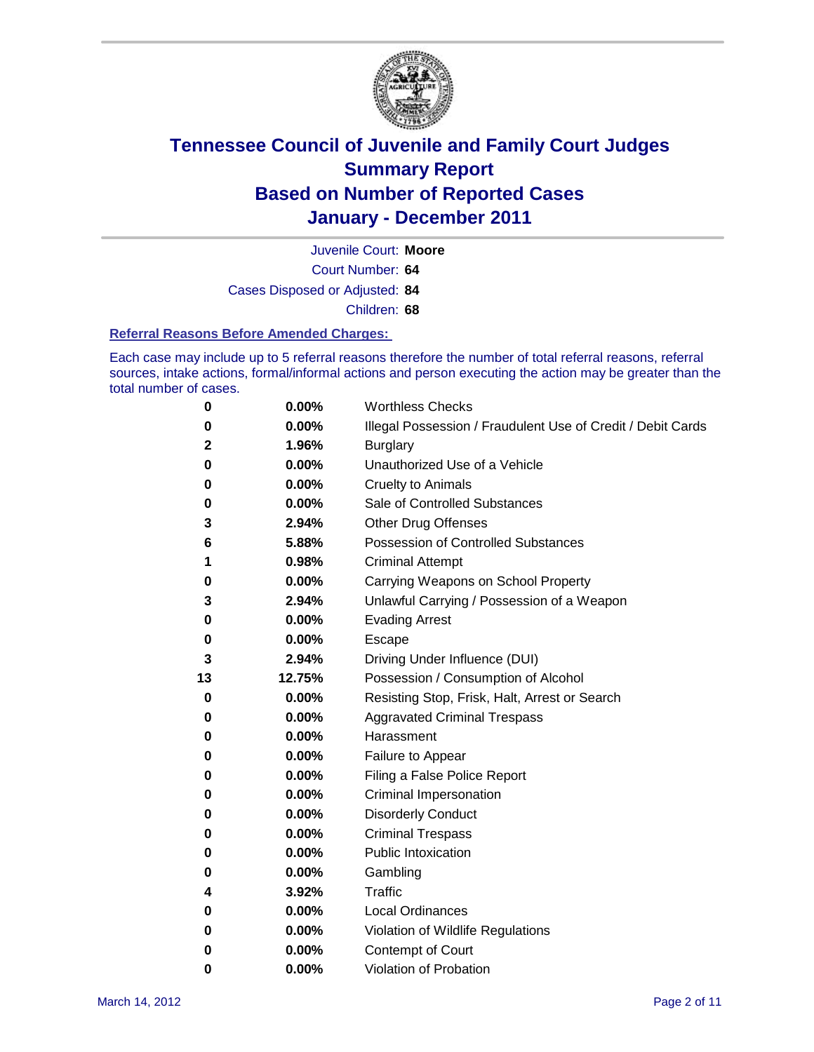# Tennessee Council of Juvenile and Family Court Judges
# Summary Report
# Based on Number of Reported Cases
# January - December 2011

Juvenile Court: **Moore**

Court Number: **64**

Cases Disposed or Adjusted: **84**

Children: **68**

### Referral Reasons Before Amended Charges:

Each case may include up to 5 referral reasons therefore the number of total referral reasons, referral sources, intake actions, formal/informal actions and person executing the action may be greater than the total number of cases.

| | | |
|---|---|---|
| 0 | 0.00% | Worthless Checks |
| 0 | 0.00% | Illegal Possession / Fraudulent Use of Credit / Debit Cards |
| 2 | 1.96% | Burglary |
| 0 | 0.00% | Unauthorized Use of a Vehicle |
| 0 | 0.00% | Cruelty to Animals |
| 0 | 0.00% | Sale of Controlled Substances |
| 3 | 2.94% | Other Drug Offenses |
| 6 | 5.88% | Possession of Controlled Substances |
| 1 | 0.98% | Criminal Attempt |
| 0 | 0.00% | Carrying Weapons on School Property |
| 3 | 2.94% | Unlawful Carrying / Possession of a Weapon |
| 0 | 0.00% | Evading Arrest |
| 0 | 0.00% | Escape |
| 3 | 2.94% | Driving Under Influence (DUI) |
| 13 | 12.75% | Possession / Consumption of Alcohol |
| 0 | 0.00% | Resisting Stop, Frisk, Halt, Arrest or Search |
| 0 | 0.00% | Aggravated Criminal Trespass |
| 0 | 0.00% | Harassment |
| 0 | 0.00% | Failure to Appear |
| 0 | 0.00% | Filing a False Police Report |
| 0 | 0.00% | Criminal Impersonation |
| 0 | 0.00% | Disorderly Conduct |
| 0 | 0.00% | Criminal Trespass |
| 0 | 0.00% | Public Intoxication |
| 0 | 0.00% | Gambling |
| 4 | 3.92% | Traffic |
| 0 | 0.00% | Local Ordinances |
| 0 | 0.00% | Violation of Wildlife Regulations |
| 0 | 0.00% | Contempt of Court |
| 0 | 0.00% | Violation of Probation |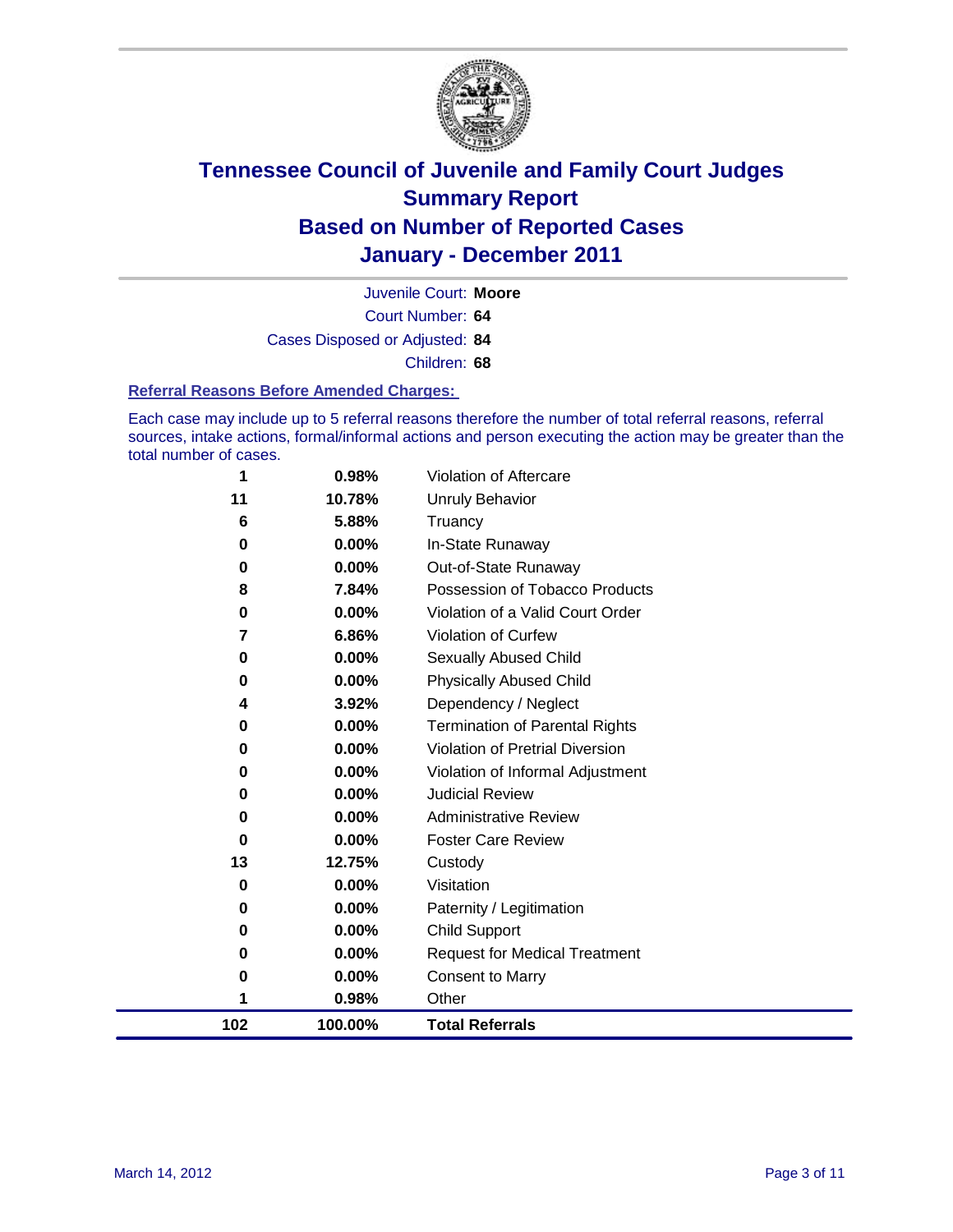# Tennessee Council of Juvenile and Family Court Judges
# Summary Report
# Based on Number of Reported Cases
# January - December 2011

Juvenile Court: **Moore**

Court Number: **64**

Cases Disposed or Adjusted: **84**

Children: **68**

### Referral Reasons Before Amended Charges:

Each case may include up to 5 referral reasons therefore the number of total referral reasons, referral sources, intake actions, formal/informal actions and person executing the action may be greater than the total number of cases.

| Count | Percent | Referral Reason |
|---|---|---|
| 1 | 0.98% | Violation of Aftercare |
| 11 | 10.78% | Unruly Behavior |
| 6 | 5.88% | Truancy |
| 0 | 0.00% | In-State Runaway |
| 0 | 0.00% | Out-of-State Runaway |
| 8 | 7.84% | Possession of Tobacco Products |
| 0 | 0.00% | Violation of a Valid Court Order |
| 7 | 6.86% | Violation of Curfew |
| 0 | 0.00% | Sexually Abused Child |
| 0 | 0.00% | Physically Abused Child |
| 4 | 3.92% | Dependency / Neglect |
| 0 | 0.00% | Termination of Parental Rights |
| 0 | 0.00% | Violation of Pretrial Diversion |
| 0 | 0.00% | Violation of Informal Adjustment |
| 0 | 0.00% | Judicial Review |
| 0 | 0.00% | Administrative Review |
| 0 | 0.00% | Foster Care Review |
| 13 | 12.75% | Custody |
| 0 | 0.00% | Visitation |
| 0 | 0.00% | Paternity / Legitimation |
| 0 | 0.00% | Child Support |
| 0 | 0.00% | Request for Medical Treatment |
| 0 | 0.00% | Consent to Marry |
| 1 | 0.98% | Other |
| **102** | **100.00%** | **Total Referrals** |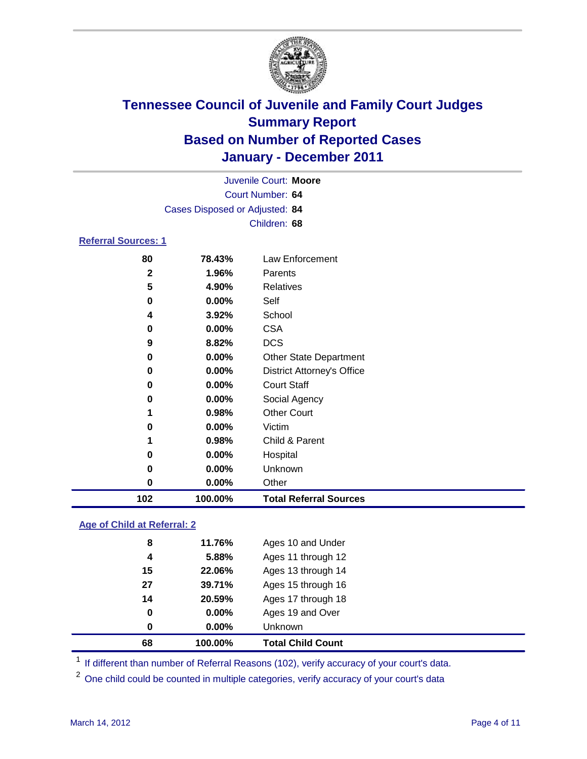# Tennessee Council of Juvenile and Family Court Judges
## Summary Report
## Based on Number of Reported Cases
## January - December 2011

Juvenile Court: **Moore**
Court Number: **64**
Cases Disposed or Adjusted: **84**
Children: **68**

### Referral Sources: 1

| | | |
|---|---|---|
| 80 | 78.43% | Law Enforcement |
| 2 | 1.96% | Parents |
| 5 | 4.90% | Relatives |
| 0 | 0.00% | Self |
| 4 | 3.92% | School |
| 0 | 0.00% | CSA |
| 9 | 8.82% | DCS |
| 0 | 0.00% | Other State Department |
| 0 | 0.00% | District Attorney's Office |
| 0 | 0.00% | Court Staff |
| 0 | 0.00% | Social Agency |
| 1 | 0.98% | Other Court |
| 0 | 0.00% | Victim |
| 1 | 0.98% | Child & Parent |
| 0 | 0.00% | Hospital |
| 0 | 0.00% | Unknown |
| 0 | 0.00% | Other |
| **102** | **100.00%** | **Total Referral Sources** |

### Age of Child at Referral: 2

| | | |
|---|---|---|
| 8 | 11.76% | Ages 10 and Under |
| 4 | 5.88% | Ages 11 through 12 |
| 15 | 22.06% | Ages 13 through 14 |
| 27 | 39.71% | Ages 15 through 16 |
| 14 | 20.59% | Ages 17 through 18 |
| 0 | 0.00% | Ages 19 and Over |
| 0 | 0.00% | Unknown |
| **68** | **100.00%** | **Total Child Count** |

[1] If different than number of Referral Reasons (102), verify accuracy of your court's data.

[2] One child could be counted in multiple categories, verify accuracy of your court's data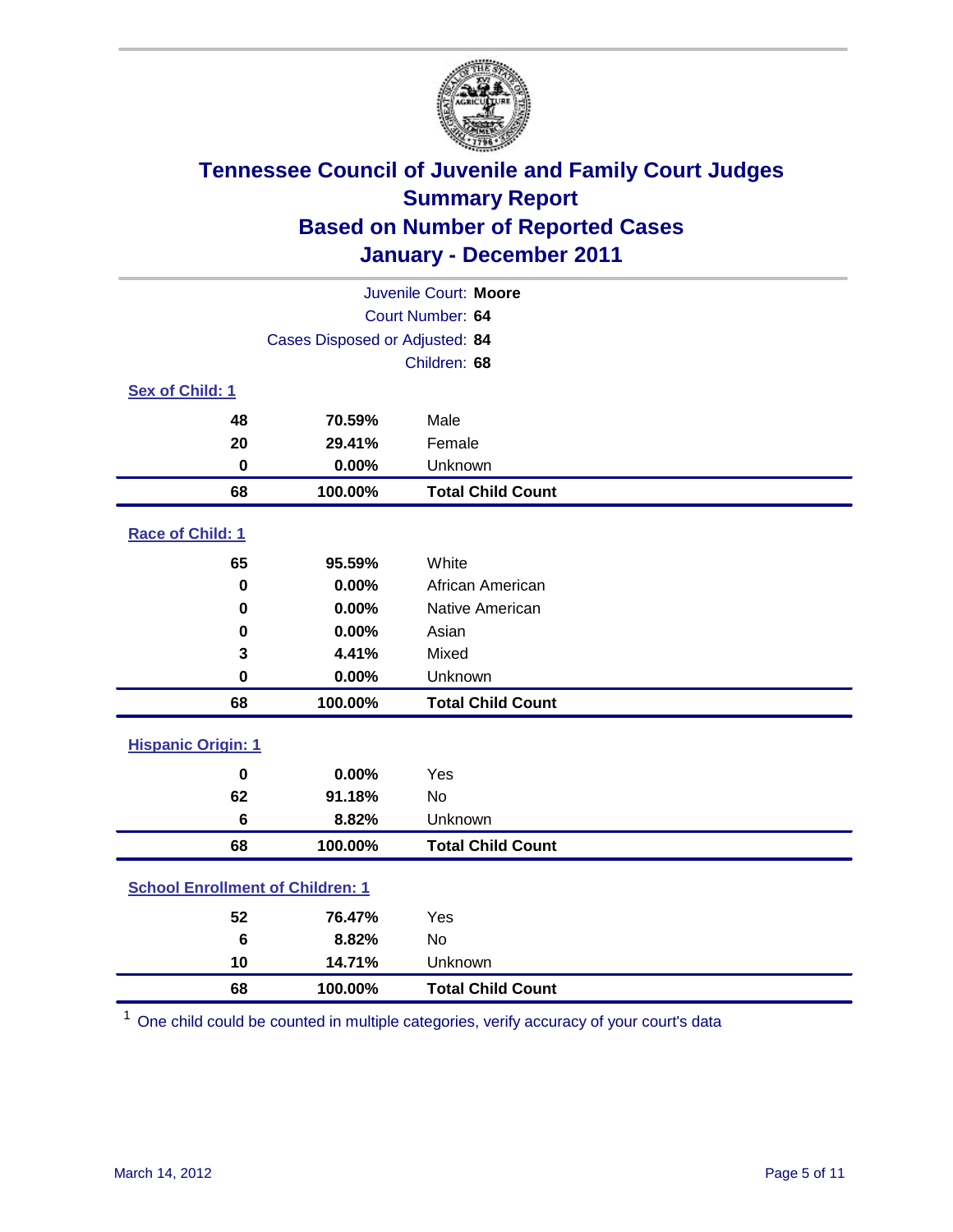# Tennessee Council of Juvenile and Family Court Judges
## Summary Report
## Based on Number of Reported Cases
## January - December 2011

Juvenile Court: **Moore**
Court Number: **64**
Cases Disposed or Adjusted: **84**
Children: **68**

### Sex of Child: 1

| | | |
|---|---|---|
| 48 | 70.59% | Male |
| 20 | 29.41% | Female |
| 0 | 0.00% | Unknown |
| **68** | **100.00%** | **Total Child Count** |

### Race of Child: 1

| | | |
|---|---|---|
| 65 | 95.59% | White |
| 0 | 0.00% | African American |
| 0 | 0.00% | Native American |
| 0 | 0.00% | Asian |
| 3 | 4.41% | Mixed |
| 0 | 0.00% | Unknown |
| **68** | **100.00%** | **Total Child Count** |

### Hispanic Origin: 1

| | | |
|---|---|---|
| 0 | 0.00% | Yes |
| 62 | 91.18% | No |
| 6 | 8.82% | Unknown |
| **68** | **100.00%** | **Total Child Count** |

### School Enrollment of Children: 1

| | | |
|---|---|---|
| 52 | 76.47% | Yes |
| 6 | 8.82% | No |
| 10 | 14.71% | Unknown |
| **68** | **100.00%** | **Total Child Count** |

[1] One child could be counted in multiple categories, verify accuracy of your court's data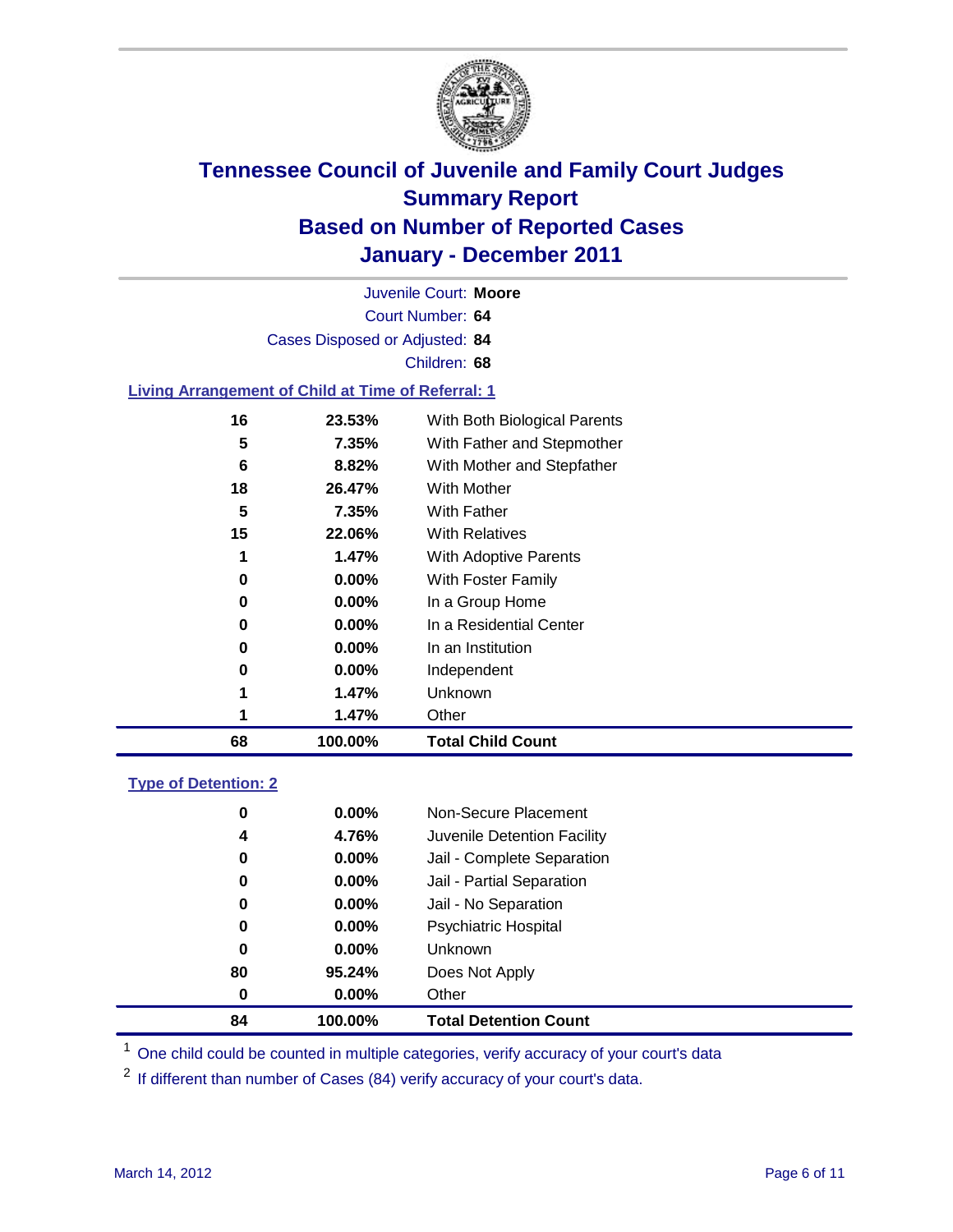# Tennessee Council of Juvenile and Family Court Judges
## Summary Report
## Based on Number of Reported Cases
## January - December 2011

Juvenile Court: **Moore**
Court Number: **64**
Cases Disposed or Adjusted: **84**
Children: **68**

### Living Arrangement of Child at Time of Referral: 1

| Count | Percent | Category |
|---|---|---|
| 16 | 23.53% | With Both Biological Parents |
| 5 | 7.35% | With Father and Stepmother |
| 6 | 8.82% | With Mother and Stepfather |
| 18 | 26.47% | With Mother |
| 5 | 7.35% | With Father |
| 15 | 22.06% | With Relatives |
| 1 | 1.47% | With Adoptive Parents |
| 0 | 0.00% | With Foster Family |
| 0 | 0.00% | In a Group Home |
| 0 | 0.00% | In a Residential Center |
| 0 | 0.00% | In an Institution |
| 0 | 0.00% | Independent |
| 1 | 1.47% | Unknown |
| 1 | 1.47% | Other |
| **68** | **100.00%** | **Total Child Count** |

### Type of Detention: 2

| Count | Percent | Category |
|---|---|---|
| 0 | 0.00% | Non-Secure Placement |
| 4 | 4.76% | Juvenile Detention Facility |
| 0 | 0.00% | Jail - Complete Separation |
| 0 | 0.00% | Jail - Partial Separation |
| 0 | 0.00% | Jail - No Separation |
| 0 | 0.00% | Psychiatric Hospital |
| 0 | 0.00% | Unknown |
| 80 | 95.24% | Does Not Apply |
| 0 | 0.00% | Other |
| **84** | **100.00%** | **Total Detention Count** |

[1] One child could be counted in multiple categories, verify accuracy of your court's data

[2] If different than number of Cases (84) verify accuracy of your court's data.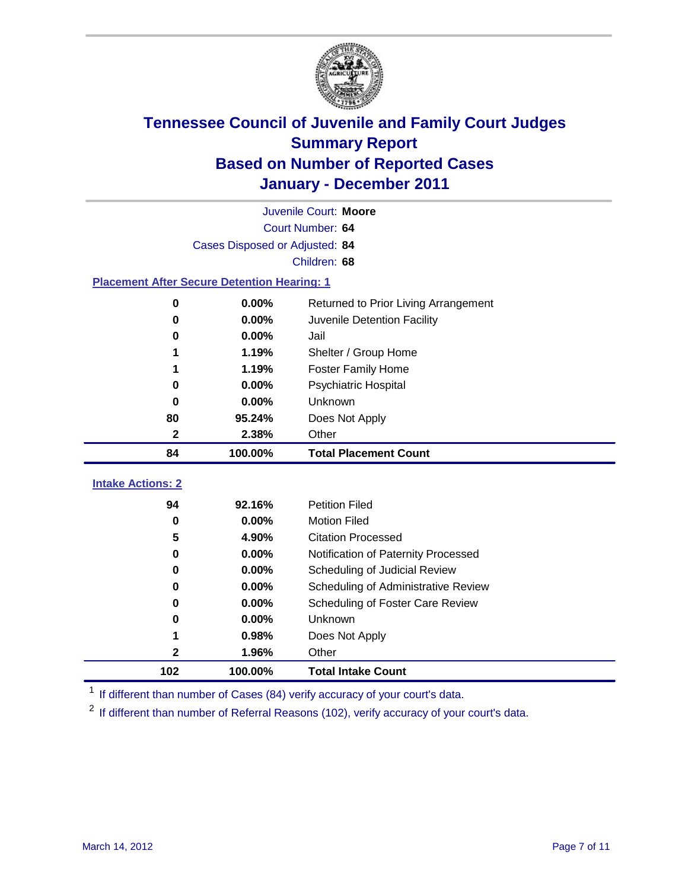# Tennessee Council of Juvenile and Family Court Judges
# Summary Report
# Based on Number of Reported Cases
# January - December 2011

Juvenile Court: **Moore**
Court Number: **64**
Cases Disposed or Adjusted: **84**
Children: **68**

## Placement After Secure Detention Hearing: 1

| | | |
|---|---|---|
| 0 | 0.00% | Returned to Prior Living Arrangement |
| 0 | 0.00% | Juvenile Detention Facility |
| 0 | 0.00% | Jail |
| 1 | 1.19% | Shelter / Group Home |
| 1 | 1.19% | Foster Family Home |
| 0 | 0.00% | Psychiatric Hospital |
| 0 | 0.00% | Unknown |
| 80 | 95.24% | Does Not Apply |
| 2 | 2.38% | Other |
| **84** | **100.00%** | **Total Placement Count** |

## Intake Actions: 2

| | | |
|---|---|---|
| 94 | 92.16% | Petition Filed |
| 0 | 0.00% | Motion Filed |
| 5 | 4.90% | Citation Processed |
| 0 | 0.00% | Notification of Paternity Processed |
| 0 | 0.00% | Scheduling of Judicial Review |
| 0 | 0.00% | Scheduling of Administrative Review |
| 0 | 0.00% | Scheduling of Foster Care Review |
| 0 | 0.00% | Unknown |
| 1 | 0.98% | Does Not Apply |
| 2 | 1.96% | Other |
| **102** | **100.00%** | **Total Intake Count** |

[1] If different than number of Cases (84) verify accuracy of your court's data.

[2] If different than number of Referral Reasons (102), verify accuracy of your court's data.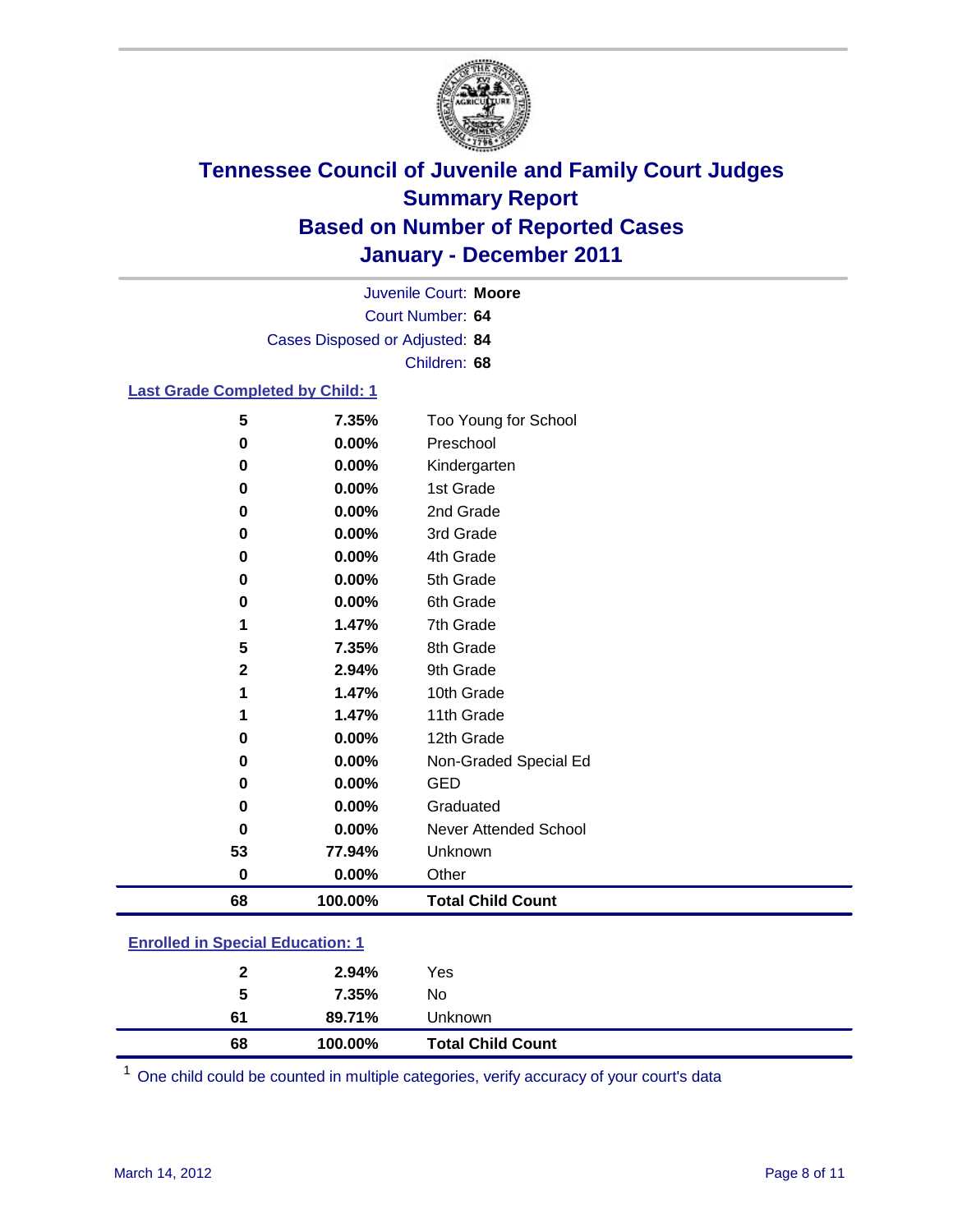# Tennessee Council of Juvenile and Family Court Judges
## Summary Report
## Based on Number of Reported Cases
## January - December 2011

Juvenile Court: **Moore**
Court Number: **64**
Cases Disposed or Adjusted: **84**
Children: **68**

### Last Grade Completed by Child: 1

| Count | Percent | Category |
|---|---|---|
| 5 | 7.35% | Too Young for School |
| 0 | 0.00% | Preschool |
| 0 | 0.00% | Kindergarten |
| 0 | 0.00% | 1st Grade |
| 0 | 0.00% | 2nd Grade |
| 0 | 0.00% | 3rd Grade |
| 0 | 0.00% | 4th Grade |
| 0 | 0.00% | 5th Grade |
| 0 | 0.00% | 6th Grade |
| 1 | 1.47% | 7th Grade |
| 5 | 7.35% | 8th Grade |
| 2 | 2.94% | 9th Grade |
| 1 | 1.47% | 10th Grade |
| 1 | 1.47% | 11th Grade |
| 0 | 0.00% | 12th Grade |
| 0 | 0.00% | Non-Graded Special Ed |
| 0 | 0.00% | GED |
| 0 | 0.00% | Graduated |
| 0 | 0.00% | Never Attended School |
| 53 | 77.94% | Unknown |
| 0 | 0.00% | Other |
| **68** | **100.00%** | **Total Child Count** |

### Enrolled in Special Education: 1

| Count | Percent | Category |
|---|---|---|
| 2 | 2.94% | Yes |
| 5 | 7.35% | No |
| 61 | 89.71% | Unknown |
| **68** | **100.00%** | **Total Child Count** |

[1] One child could be counted in multiple categories, verify accuracy of your court's data

March 14, 2012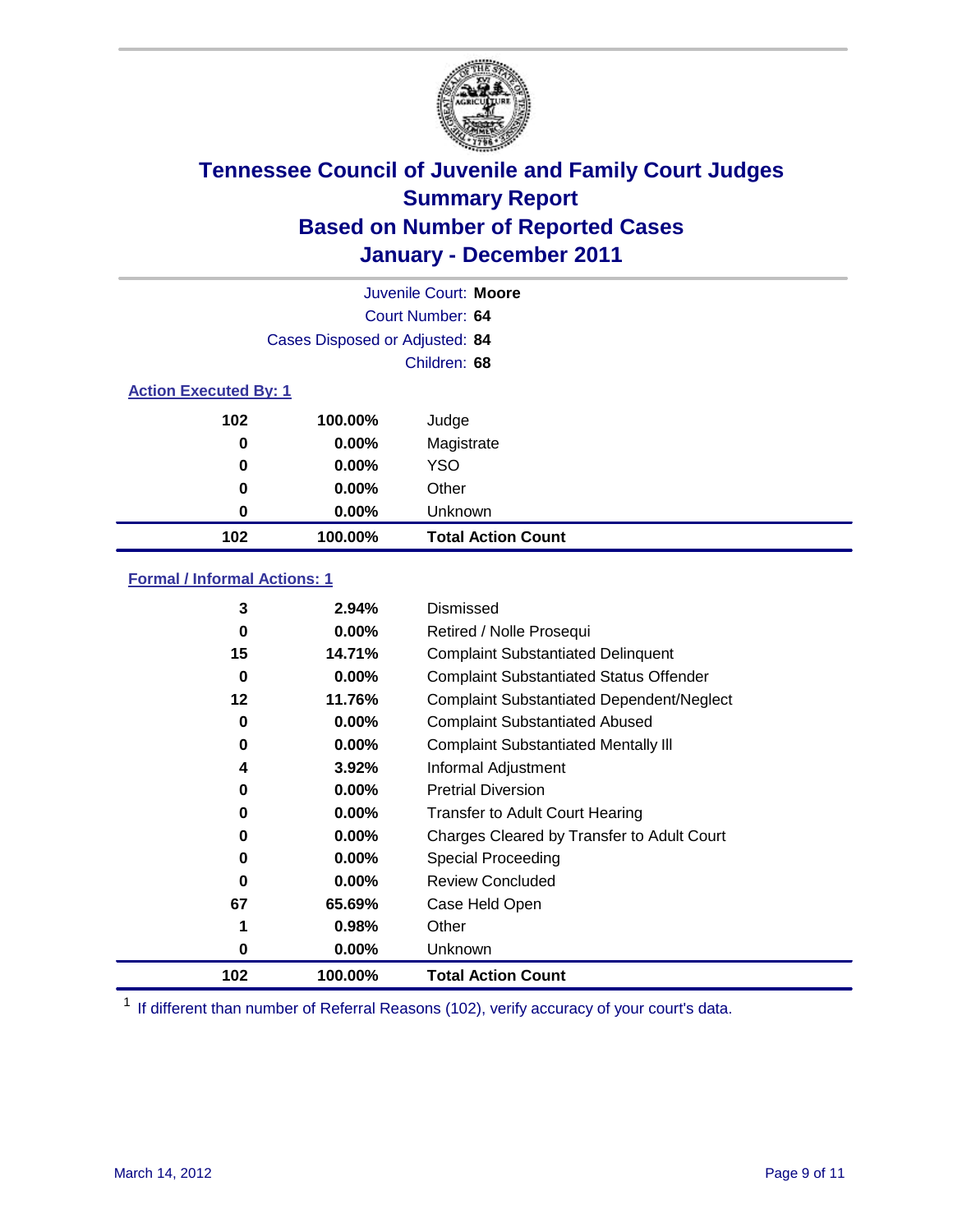# Tennessee Council of Juvenile and Family Court Judges
## Summary Report
## Based on Number of Reported Cases
## January - December 2011

Juvenile Court: **Moore**
Court Number: **64**
Cases Disposed or Adjusted: **84**
Children: **68**

### Action Executed By: 1

| Count | Percent | Action |
|---|---|---|
| 102 | 100.00% | Judge |
| 0 | 0.00% | Magistrate |
| 0 | 0.00% | YSO |
| 0 | 0.00% | Other |
| 0 | 0.00% | Unknown |
| **102** | **100.00%** | **Total Action Count** |

### Formal / Informal Actions: 1

| Count | Percent | Action |
|---|---|---|
| 3 | 2.94% | Dismissed |
| 0 | 0.00% | Retired / Nolle Prosequi |
| 15 | 14.71% | Complaint Substantiated Delinquent |
| 0 | 0.00% | Complaint Substantiated Status Offender |
| 12 | 11.76% | Complaint Substantiated Dependent/Neglect |
| 0 | 0.00% | Complaint Substantiated Abused |
| 0 | 0.00% | Complaint Substantiated Mentally Ill |
| 4 | 3.92% | Informal Adjustment |
| 0 | 0.00% | Pretrial Diversion |
| 0 | 0.00% | Transfer to Adult Court Hearing |
| 0 | 0.00% | Charges Cleared by Transfer to Adult Court |
| 0 | 0.00% | Special Proceeding |
| 0 | 0.00% | Review Concluded |
| 67 | 65.69% | Case Held Open |
| 1 | 0.98% | Other |
| 0 | 0.00% | Unknown |
| **102** | **100.00%** | **Total Action Count** |

[1] If different than number of Referral Reasons (102), verify accuracy of your court's data.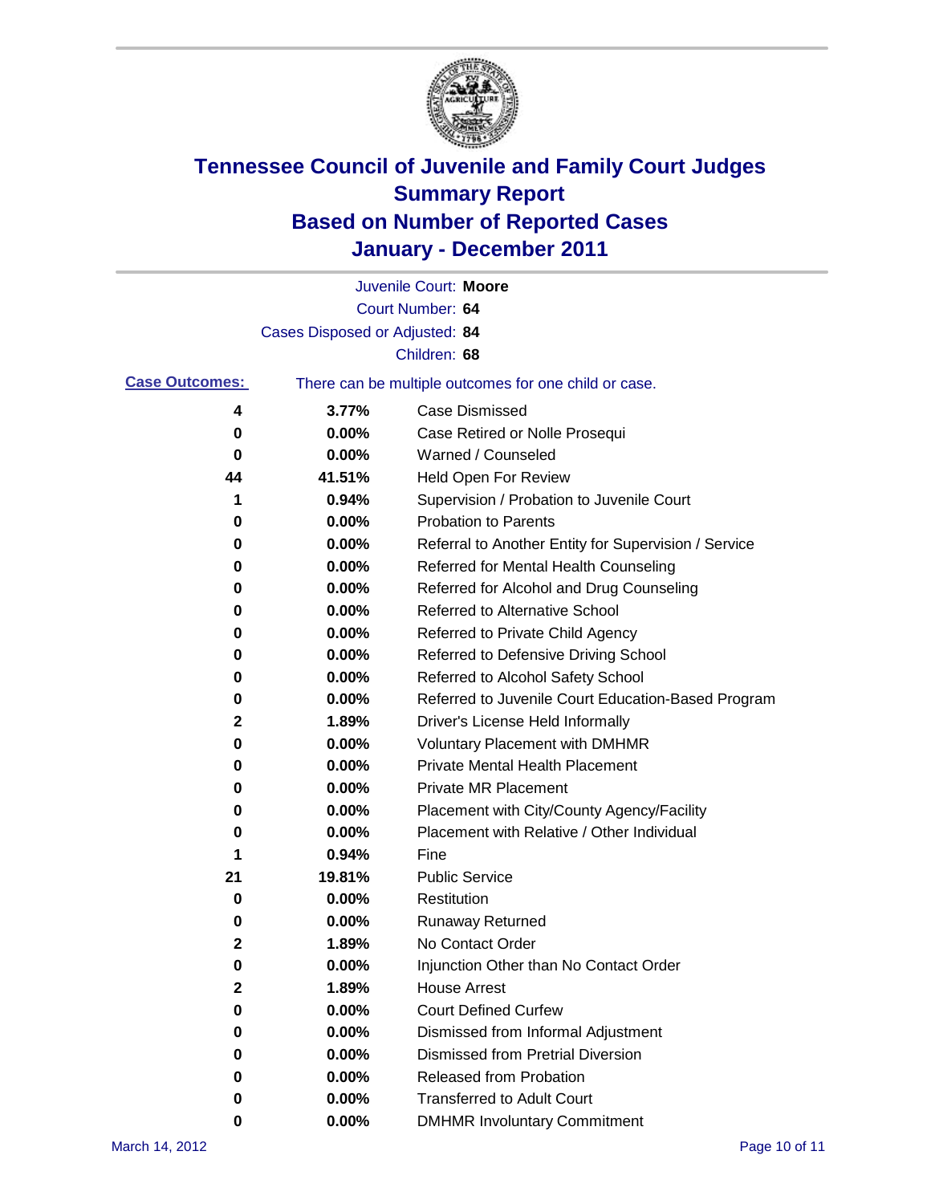# Tennessee Council of Juvenile and Family Court Judges
## Summary Report
## Based on Number of Reported Cases
## January - December 2011

Juvenile Court: **Moore**
Court Number: **64**
Cases Disposed or Adjusted: **84**
Children: **68**

**Case Outcomes:** There can be multiple outcomes for one child or case.

| Count | Percent | Outcome |
|---|---|---|
| 4 | 3.77% | Case Dismissed |
| 0 | 0.00% | Case Retired or Nolle Prosequi |
| 0 | 0.00% | Warned / Counseled |
| 44 | 41.51% | Held Open For Review |
| 1 | 0.94% | Supervision / Probation to Juvenile Court |
| 0 | 0.00% | Probation to Parents |
| 0 | 0.00% | Referral to Another Entity for Supervision / Service |
| 0 | 0.00% | Referred for Mental Health Counseling |
| 0 | 0.00% | Referred for Alcohol and Drug Counseling |
| 0 | 0.00% | Referred to Alternative School |
| 0 | 0.00% | Referred to Private Child Agency |
| 0 | 0.00% | Referred to Defensive Driving School |
| 0 | 0.00% | Referred to Alcohol Safety School |
| 0 | 0.00% | Referred to Juvenile Court Education-Based Program |
| 2 | 1.89% | Driver's License Held Informally |
| 0 | 0.00% | Voluntary Placement with DMHMR |
| 0 | 0.00% | Private Mental Health Placement |
| 0 | 0.00% | Private MR Placement |
| 0 | 0.00% | Placement with City/County Agency/Facility |
| 0 | 0.00% | Placement with Relative / Other Individual |
| 1 | 0.94% | Fine |
| 21 | 19.81% | Public Service |
| 0 | 0.00% | Restitution |
| 0 | 0.00% | Runaway Returned |
| 2 | 1.89% | No Contact Order |
| 0 | 0.00% | Injunction Other than No Contact Order |
| 2 | 1.89% | House Arrest |
| 0 | 0.00% | Court Defined Curfew |
| 0 | 0.00% | Dismissed from Informal Adjustment |
| 0 | 0.00% | Dismissed from Pretrial Diversion |
| 0 | 0.00% | Released from Probation |
| 0 | 0.00% | Transferred to Adult Court |
| 0 | 0.00% | DMHMR Involuntary Commitment |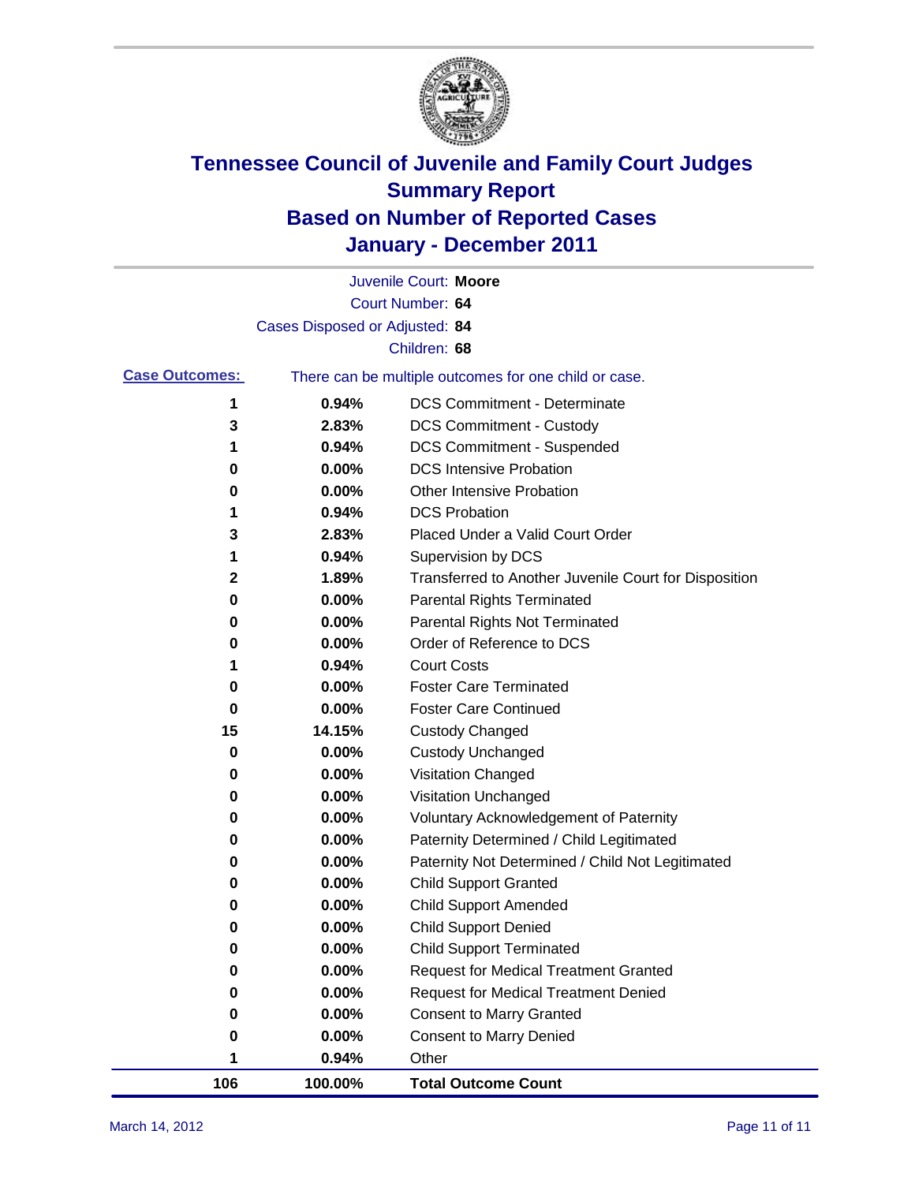# Tennessee Council of Juvenile and Family Court Judges
## Summary Report
## Based on Number of Reported Cases
## January - December 2011

Juvenile Court: **Moore**

Court Number: **64**

Cases Disposed or Adjusted: **84**

Children: **68**

**Case Outcomes:** There can be multiple outcomes for one child or case.

| | | |
|---|---|---|
| 1 | 0.94% | DCS Commitment - Determinate |
| 3 | 2.83% | DCS Commitment - Custody |
| 1 | 0.94% | DCS Commitment - Suspended |
| 0 | 0.00% | DCS Intensive Probation |
| 0 | 0.00% | Other Intensive Probation |
| 1 | 0.94% | DCS Probation |
| 3 | 2.83% | Placed Under a Valid Court Order |
| 1 | 0.94% | Supervision by DCS |
| 2 | 1.89% | Transferred to Another Juvenile Court for Disposition |
| 0 | 0.00% | Parental Rights Terminated |
| 0 | 0.00% | Parental Rights Not Terminated |
| 0 | 0.00% | Order of Reference to DCS |
| 1 | 0.94% | Court Costs |
| 0 | 0.00% | Foster Care Terminated |
| 0 | 0.00% | Foster Care Continued |
| 15 | 14.15% | Custody Changed |
| 0 | 0.00% | Custody Unchanged |
| 0 | 0.00% | Visitation Changed |
| 0 | 0.00% | Visitation Unchanged |
| 0 | 0.00% | Voluntary Acknowledgement of Paternity |
| 0 | 0.00% | Paternity Determined / Child Legitimated |
| 0 | 0.00% | Paternity Not Determined / Child Not Legitimated |
| 0 | 0.00% | Child Support Granted |
| 0 | 0.00% | Child Support Amended |
| 0 | 0.00% | Child Support Denied |
| 0 | 0.00% | Child Support Terminated |
| 0 | 0.00% | Request for Medical Treatment Granted |
| 0 | 0.00% | Request for Medical Treatment Denied |
| 0 | 0.00% | Consent to Marry Granted |
| 0 | 0.00% | Consent to Marry Denied |
| 1 | 0.94% | Other |
| **106** | **100.00%** | **Total Outcome Count** |